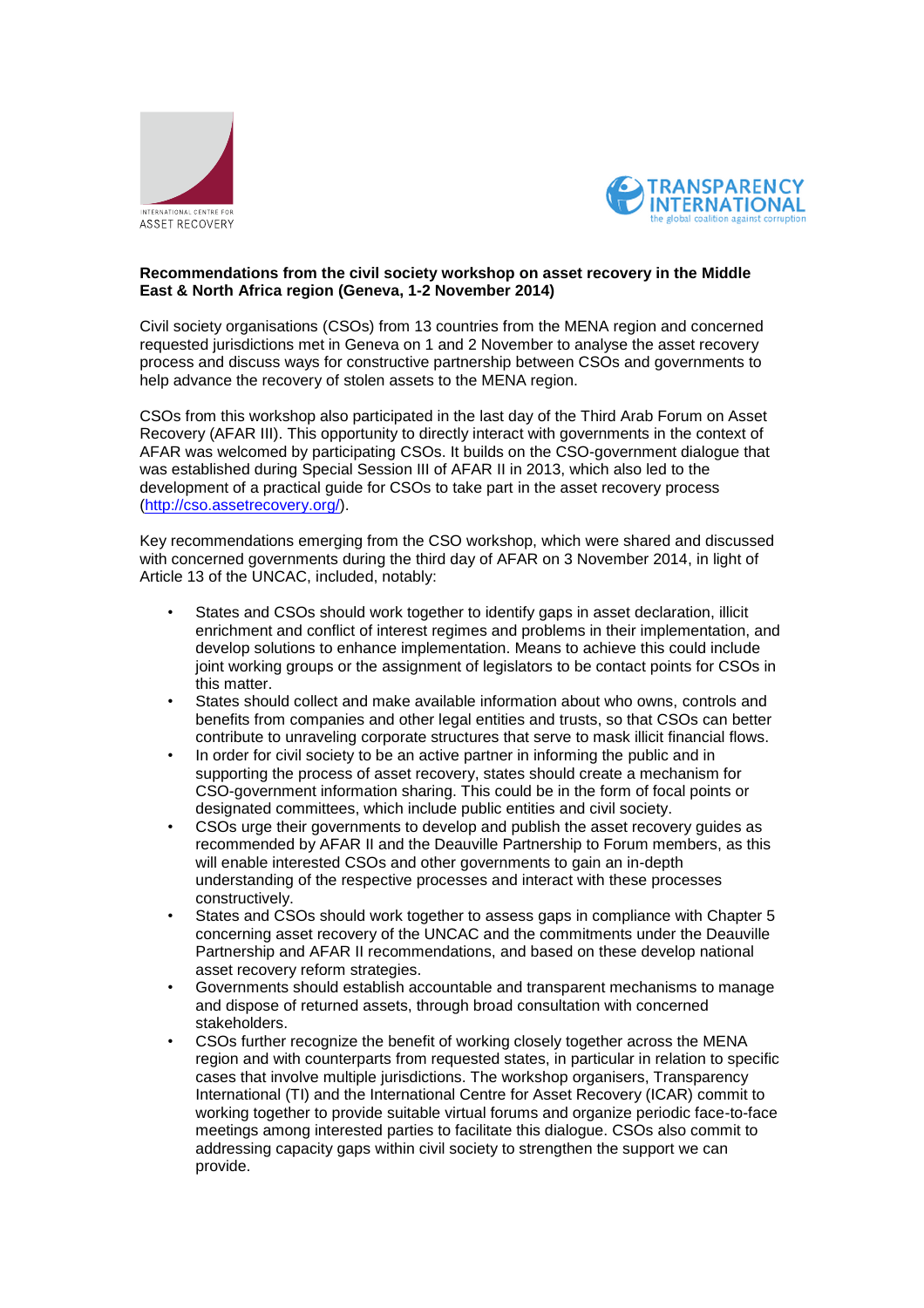INTERNATIONAL CENTRE FOR ASSET RECOVERY

TRANSPARENCY INTERNATIONAL
the global coalition against corruption

**Recommendations from the civil society workshop on asset recovery in the Middle East & North Africa region (Geneva, 1-2 November 2014)**

Civil society organisations (CSOs) from 13 countries from the MENA region and concerned requested jurisdictions met in Geneva on 1 and 2 November to analyse the asset recovery process and discuss ways for constructive partnership between CSOs and governments to help advance the recovery of stolen assets to the MENA region.

CSOs from this workshop also participated in the last day of the Third Arab Forum on Asset Recovery (AFAR III). This opportunity to directly interact with governments in the context of AFAR was welcomed by participating CSOs. It builds on the CSO-government dialogue that was established during Special Session III of AFAR II in 2013, which also led to the development of a practical guide for CSOs to take part in the asset recovery process (http://cso.assetrecovery.org/).

Key recommendations emerging from the CSO workshop, which were shared and discussed with concerned governments during the third day of AFAR on 3 November 2014, in light of Article 13 of the UNCAC, included, notably:

- States and CSOs should work together to identify gaps in asset declaration, illicit enrichment and conflict of interest regimes and problems in their implementation, and develop solutions to enhance implementation. Means to achieve this could include joint working groups or the assignment of legislators to be contact points for CSOs in this matter.
- States should collect and make available information about who owns, controls and benefits from companies and other legal entities and trusts, so that CSOs can better contribute to unraveling corporate structures that serve to mask illicit financial flows.
- In order for civil society to be an active partner in informing the public and in supporting the process of asset recovery, states should create a mechanism for CSO-government information sharing. This could be in the form of focal points or designated committees, which include public entities and civil society.
- CSOs urge their governments to develop and publish the asset recovery guides as recommended by AFAR II and the Deauville Partnership to Forum members, as this will enable interested CSOs and other governments to gain an in-depth understanding of the respective processes and interact with these processes constructively.
- States and CSOs should work together to assess gaps in compliance with Chapter 5 concerning asset recovery of the UNCAC and the commitments under the Deauville Partnership and AFAR II recommendations, and based on these develop national asset recovery reform strategies.
- Governments should establish accountable and transparent mechanisms to manage and dispose of returned assets, through broad consultation with concerned stakeholders.
- CSOs further recognize the benefit of working closely together across the MENA region and with counterparts from requested states, in particular in relation to specific cases that involve multiple jurisdictions. The workshop organisers, Transparency International (TI) and the International Centre for Asset Recovery (ICAR) commit to working together to provide suitable virtual forums and organize periodic face-to-face meetings among interested parties to facilitate this dialogue. CSOs also commit to addressing capacity gaps within civil society to strengthen the support we can provide.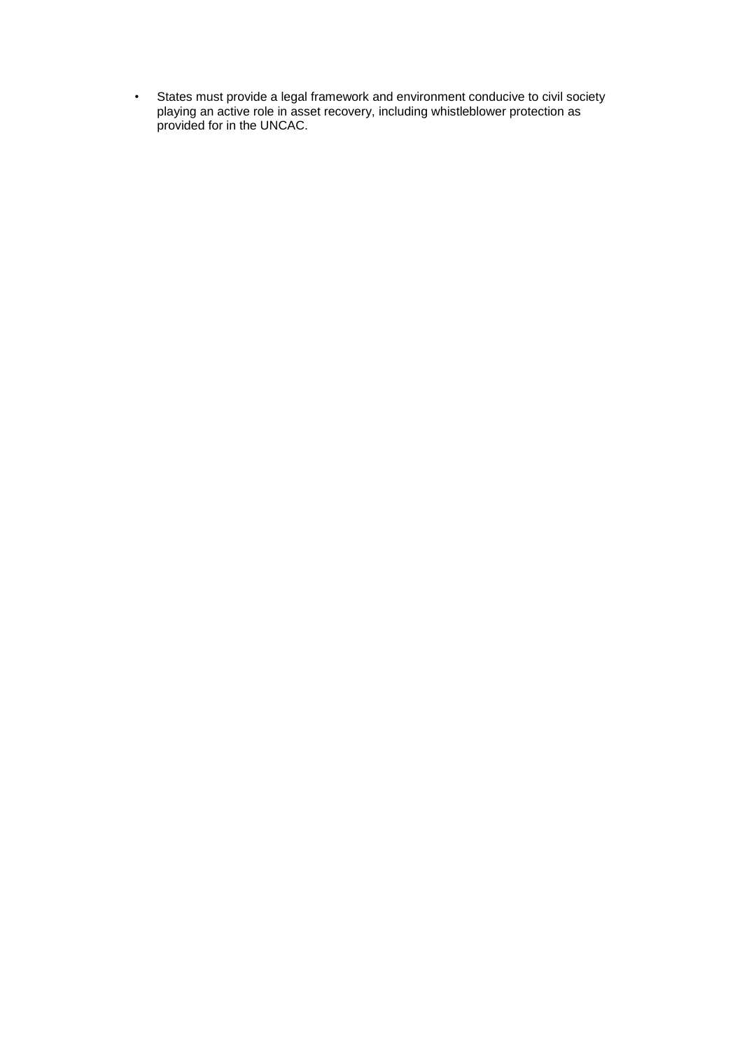- States must provide a legal framework and environment conducive to civil society playing an active role in asset recovery, including whistleblower protection as provided for in the UNCAC.